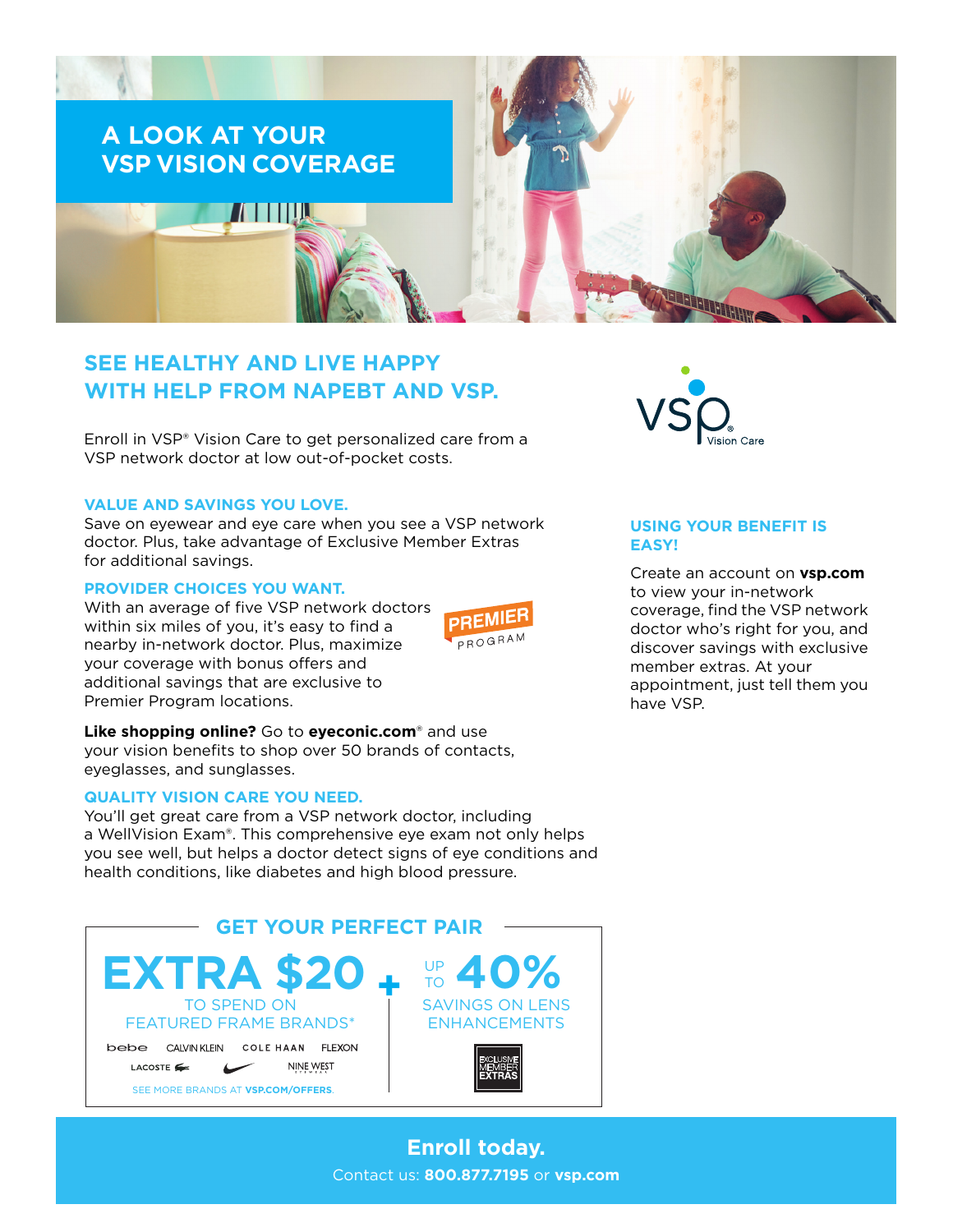# A LOOK AT YOUR VSP VISION COVERAGE

## SEE HEALTHY AND LIVE HAPPY WITH HELP FROM NAPEBT AND VSP.

Enroll in VSP® Vision Care to get personalized care from a VSP network doctor at low out-of-pocket costs.

### VALUE AND SAVINGS YOU LOVE.

Save on eyewear and eye care when you see a VSP network doctor. Plus, take advantage of Exclusive Member Extras for additional savings.

### PROVIDER CHOICES YOU WANT.

With an average of five VSP network doctors within six miles of you, it's easy to find a nearby in-network doctor. Plus, maximize your coverage with bonus offers and additional savings that are exclusive to Premier Program locations.

PREMIER PROGRAM

**Like shopping online?** Go to **eyeconic.com**® and use your vision benefits to shop over 50 brands of contacts, eyeglasses, and sunglasses.

### QUALITY VISION CARE YOU NEED.

You'll get great care from a VSP network doctor, including a WellVision Exam®. This comprehensive eye exam not only helps you see well, but helps a doctor detect signs of eye conditions and health conditions, like diabetes and high blood pressure.

### USING YOUR BENEFIT IS EASY!

Create an account on **vsp.com** to view your in-network coverage, find the VSP network doctor who's right for you, and discover savings with exclusive member extras. At your appointment, just tell them you have VSP.

## GET YOUR PERFECT PAIR

**EXTRA $20** TO SPEND ON FEATURED FRAME BRANDS*

bebe · CALVIN KLEIN · COLE HAAN · FLEXON · LACOSTE · NIKE · NINE WEST

SEE MORE BRANDS AT **VSP.COM/OFFERS**.

\+

**UP TO 40%** SAVINGS ON LENS ENHANCEMENTS

EXCLUSIVE MEMBER EXTRAS

**Enroll today.**

Contact us: **800.877.7195** or **vsp.com**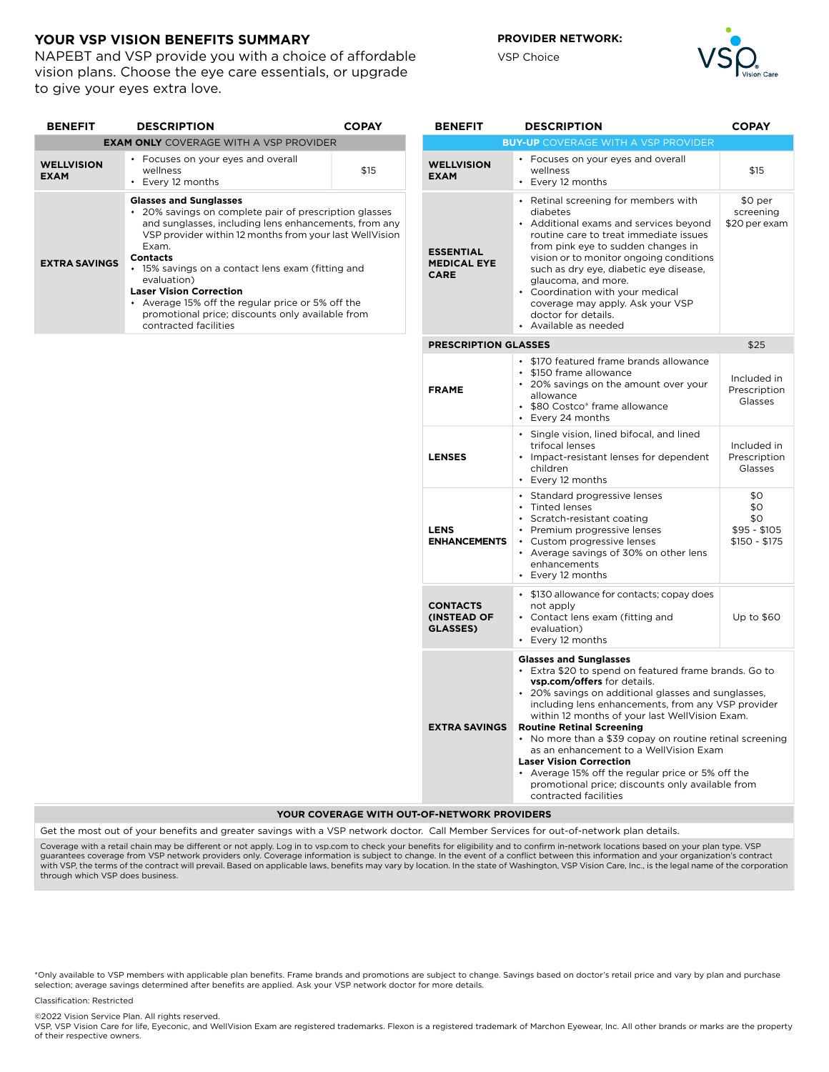## YOUR VSP VISION BENEFITS SUMMARY

NAPEBT and VSP provide you with a choice of affordable vision plans. Choose the eye care essentials, or upgrade to give your eyes extra love.

**PROVIDER NETWORK:**

VSP Choice

| BENEFIT | DESCRIPTION | COPAY |
|---|---|---|
| **EXAM ONLY** COVERAGE WITH A VSP PROVIDER | | |
| **WELLVISION EXAM** | • Focuses on your eyes and overall wellness<br>• Every 12 months | $15 |
| **EXTRA SAVINGS** | **Glasses and Sunglasses**<br>• 20% savings on complete pair of prescription glasses and sunglasses, including lens enhancements, from any VSP provider within 12 months from your last WellVision Exam.<br>**Contacts**<br>• 15% savings on a contact lens exam (fitting and evaluation)<br>**Laser Vision Correction**<br>• Average 15% off the regular price or 5% off the promotional price; discounts only available from contracted facilities | |

| BENEFIT | DESCRIPTION | COPAY |
|---|---|---|
| **BUY-UP** COVERAGE WITH A VSP PROVIDER | | |
| **WELLVISION EXAM** | • Focuses on your eyes and overall wellness<br>• Every 12 months | $15 |
| **ESSENTIAL MEDICAL EYE CARE** | • Retinal screening for members with diabetes<br>• Additional exams and services beyond routine care to treat immediate issues from pink eye to sudden changes in vision or to monitor ongoing conditions such as dry eye, diabetic eye disease, glaucoma, and more.<br>• Coordination with your medical coverage may apply. Ask your VSP doctor for details.<br>• Available as needed | $0 per screening<br>$20 per exam |
| **PRESCRIPTION GLASSES** | | $25 |
| **FRAME** | • $170 featured frame brands allowance<br>• $150 frame allowance<br>• 20% savings on the amount over your allowance<br>• $80 Costco® frame allowance<br>• Every 24 months | Included in Prescription Glasses |
| **LENSES** | • Single vision, lined bifocal, and lined trifocal lenses<br>• Impact-resistant lenses for dependent children<br>• Every 12 months | Included in Prescription Glasses |
| **LENS ENHANCEMENTS** | • Standard progressive lenses<br>• Tinted lenses<br>• Scratch-resistant coating<br>• Premium progressive lenses<br>• Custom progressive lenses<br>• Average savings of 30% on other lens enhancements<br>• Every 12 months | $0<br>$0<br>$0<br>$95 - $105<br>$150 - $175 |
| **CONTACTS (INSTEAD OF GLASSES)** | • $130 allowance for contacts; copay does not apply<br>• Contact lens exam (fitting and evaluation)<br>• Every 12 months | Up to $60 |
| **EXTRA SAVINGS** | **Glasses and Sunglasses**<br>• Extra $20 to spend on featured frame brands. Go to **vsp.com/offers** for details.<br>• 20% savings on additional glasses and sunglasses, including lens enhancements, from any VSP provider within 12 months of your last WellVision Exam.<br>**Routine Retinal Screening**<br>• No more than a $39 copay on routine retinal screening as an enhancement to a WellVision Exam<br>**Laser Vision Correction**<br>• Average 15% off the regular price or 5% off the promotional price; discounts only available from contracted facilities | |

### YOUR COVERAGE WITH OUT-OF-NETWORK PROVIDERS

Get the most out of your benefits and greater savings with a VSP network doctor. Call Member Services for out-of-network plan details.

Coverage with a retail chain may be different or not apply. Log in to vsp.com to check your benefits for eligibility and to confirm in-network locations based on your plan type. VSP guarantees coverage from VSP network providers only. Coverage information is subject to change. In the event of a conflict between this information and your organization's contract with VSP, the terms of the contract will prevail. Based on applicable laws, benefits may vary by location. In the state of Washington, VSP Vision Care, Inc., is the legal name of the corporation through which VSP does business.

*Only available to VSP members with applicable plan benefits. Frame brands and promotions are subject to change. Savings based on doctor's retail price and vary by plan and purchase selection; average savings determined after benefits are applied. Ask your VSP network doctor for more details.

Classification: Restricted

©2022 Vision Service Plan. All rights reserved.
VSP, VSP Vision Care for life, Eyeconic, and WellVision Exam are registered trademarks. Flexon is a registered trademark of Marchon Eyewear, Inc. All other brands or marks are the property of their respective owners.